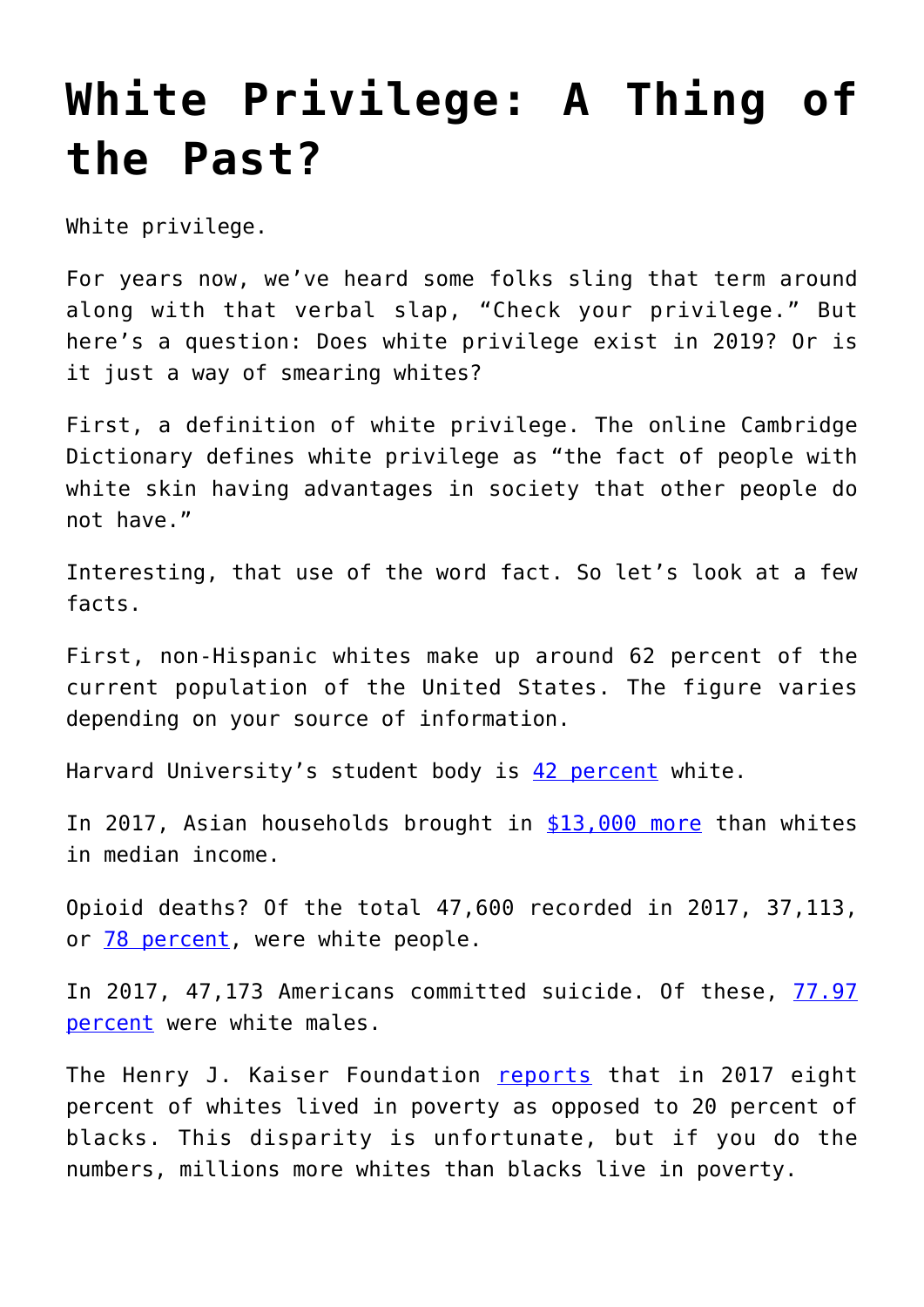# White Privilege: A Thing of the Past?

White privilege.

For years now, we've heard some folks sling that term around along with that verbal slap, "Check your privilege." But here's a question: Does white privilege exist in 2019? Or is it just a way of smearing whites?

First, a definition of white privilege. The online Cambridge Dictionary defines white privilege as "the fact of people with white skin having advantages in society that other people do not have."

Interesting, that use of the word fact. So let's look at a few facts.

First, non-Hispanic whites make up around 62 percent of the current population of the United States. The figure varies depending on your source of information.

Harvard University's student body is 42 percent white.

In 2017, Asian households brought in $13,000 more than whites in median income.

Opioid deaths? Of the total 47,600 recorded in 2017, 37,113, or 78 percent, were white people.

In 2017, 47,173 Americans committed suicide. Of these, 77.97 percent were white males.

The Henry J. Kaiser Foundation reports that in 2017 eight percent of whites lived in poverty as opposed to 20 percent of blacks. This disparity is unfortunate, but if you do the numbers, millions more whites than blacks live in poverty.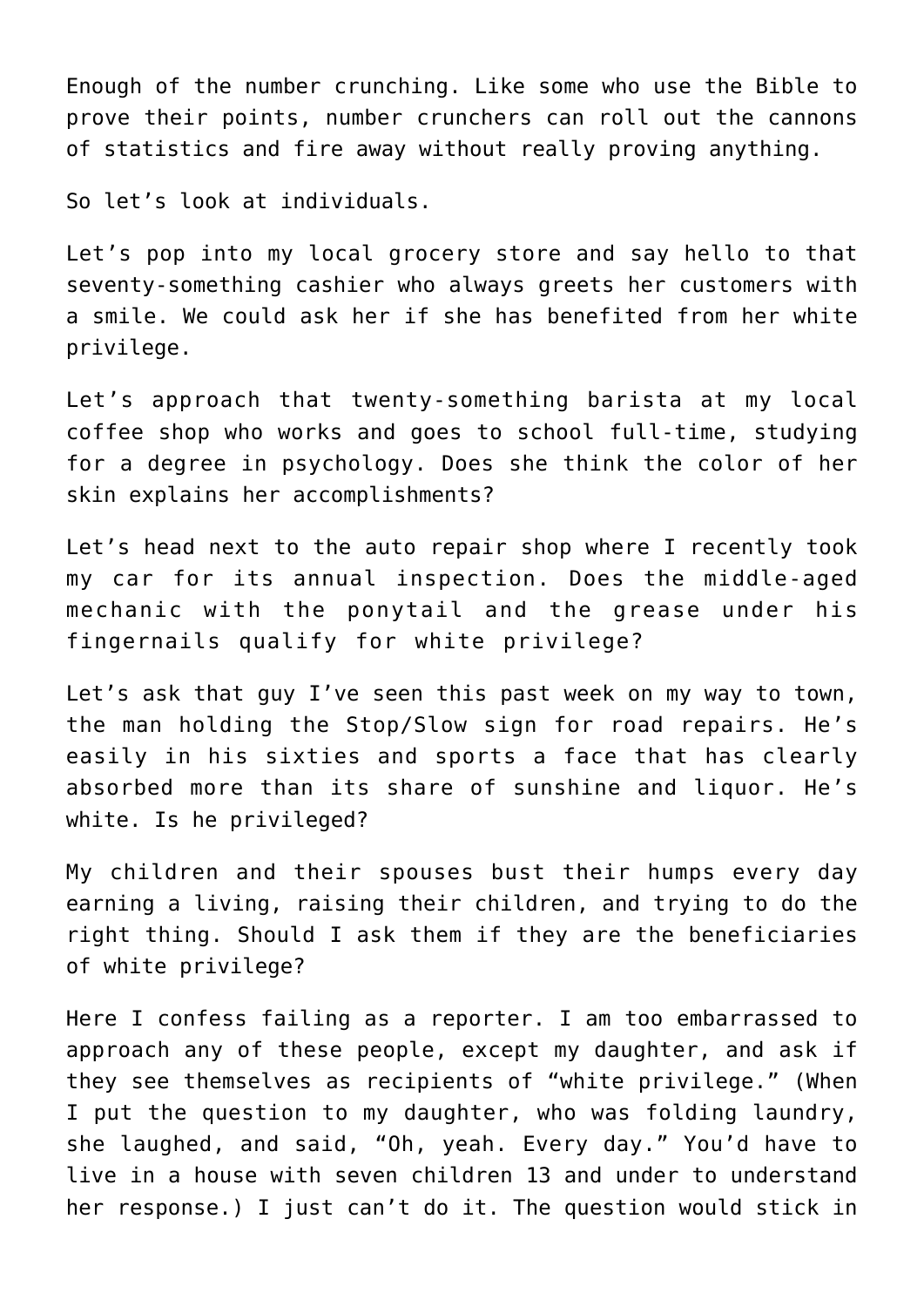Enough of the number crunching. Like some who use the Bible to prove their points, number crunchers can roll out the cannons of statistics and fire away without really proving anything.

So let's look at individuals.

Let's pop into my local grocery store and say hello to that seventy-something cashier who always greets her customers with a smile. We could ask her if she has benefited from her white privilege.

Let's approach that twenty-something barista at my local coffee shop who works and goes to school full-time, studying for a degree in psychology. Does she think the color of her skin explains her accomplishments?

Let's head next to the auto repair shop where I recently took my car for its annual inspection. Does the middle-aged mechanic with the ponytail and the grease under his fingernails qualify for white privilege?

Let's ask that guy I've seen this past week on my way to town, the man holding the Stop/Slow sign for road repairs. He's easily in his sixties and sports a face that has clearly absorbed more than its share of sunshine and liquor. He's white. Is he privileged?

My children and their spouses bust their humps every day earning a living, raising their children, and trying to do the right thing. Should I ask them if they are the beneficiaries of white privilege?

Here I confess failing as a reporter. I am too embarrassed to approach any of these people, except my daughter, and ask if they see themselves as recipients of "white privilege." (When I put the question to my daughter, who was folding laundry, she laughed, and said, "Oh, yeah. Every day." You'd have to live in a house with seven children 13 and under to understand her response.) I just can't do it. The question would stick in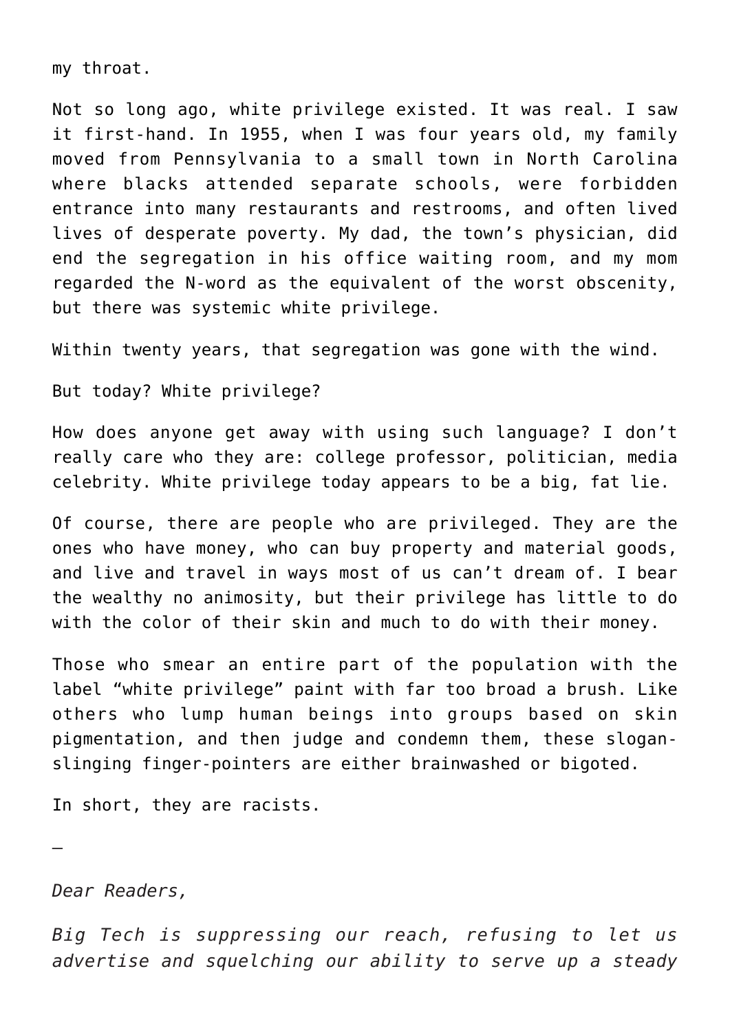my throat.

Not so long ago, white privilege existed. It was real. I saw it first-hand. In 1955, when I was four years old, my family moved from Pennsylvania to a small town in North Carolina where blacks attended separate schools, were forbidden entrance into many restaurants and restrooms, and often lived lives of desperate poverty. My dad, the town's physician, did end the segregation in his office waiting room, and my mom regarded the N-word as the equivalent of the worst obscenity, but there was systemic white privilege.

Within twenty years, that segregation was gone with the wind.

But today? White privilege?

How does anyone get away with using such language? I don't really care who they are: college professor, politician, media celebrity. White privilege today appears to be a big, fat lie.

Of course, there are people who are privileged. They are the ones who have money, who can buy property and material goods, and live and travel in ways most of us can't dream of. I bear the wealthy no animosity, but their privilege has little to do with the color of their skin and much to do with their money.

Those who smear an entire part of the population with the label "white privilege" paint with far too broad a brush. Like others who lump human beings into groups based on skin pigmentation, and then judge and condemn them, these slogan-slinging finger-pointers are either brainwashed or bigoted.

In short, they are racists.

—

*Dear Readers,*

*Big Tech is suppressing our reach, refusing to let us advertise and squelching our ability to serve up a steady*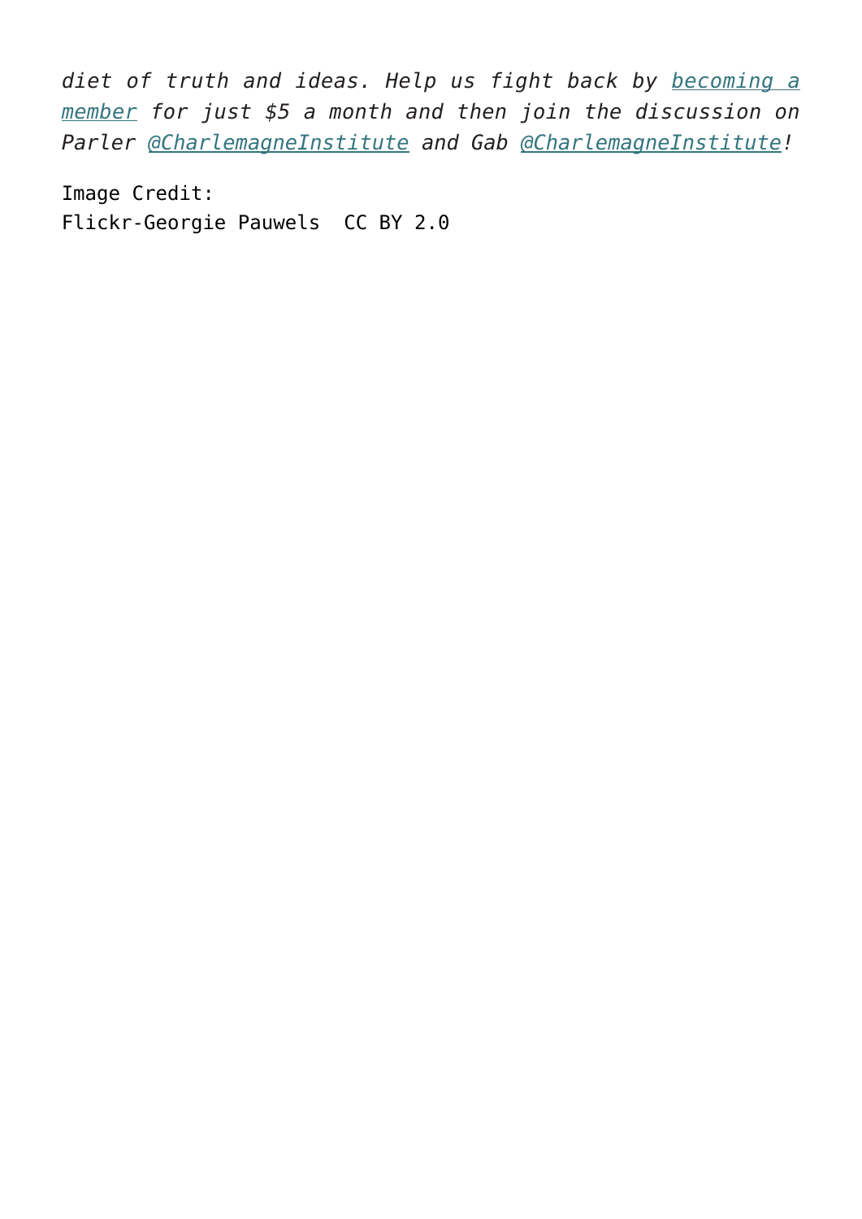*diet of truth and ideas. Help us fight back by becoming a member for just $5 a month and then join the discussion on Parler @CharlemagneInstitute and Gab @CharlemagneInstitute!*

Image Credit:
Flickr-Georgie Pauwels  CC BY 2.0